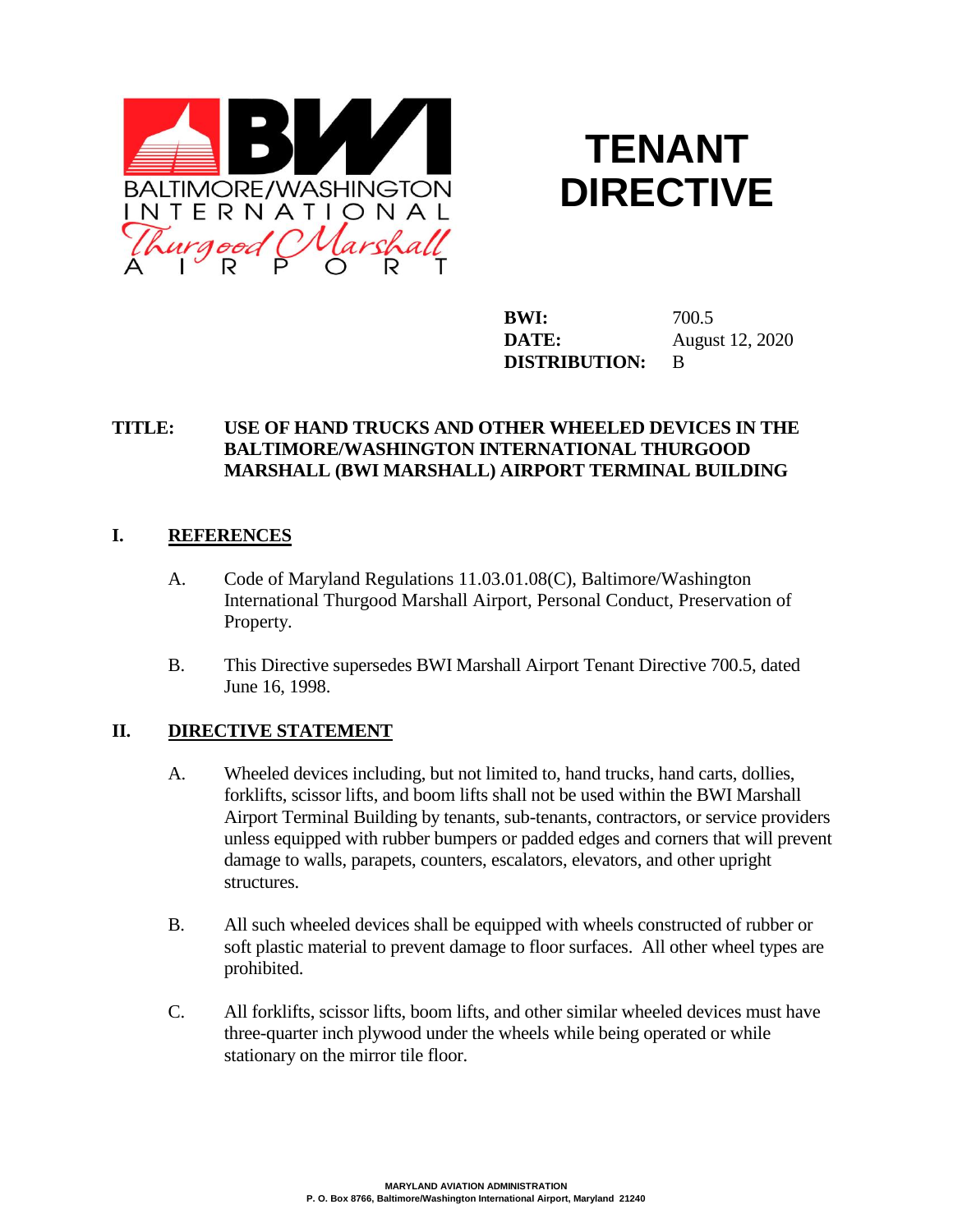BALTIMORE/WASHINGTON INTERNATIONAL Thurgood Marshall AIRPORT

# TENANT DIRECTIVE

**BWI:** 700.5
**DATE:** August 12, 2020
**DISTRIBUTION:** B

**TITLE: USE OF HAND TRUCKS AND OTHER WHEELED DEVICES IN THE BALTIMORE/WASHINGTON INTERNATIONAL THURGOOD MARSHALL (BWI MARSHALL) AIRPORT TERMINAL BUILDING**

## I. REFERENCES

A. Code of Maryland Regulations 11.03.01.08(C), Baltimore/Washington International Thurgood Marshall Airport, Personal Conduct, Preservation of Property.

B. This Directive supersedes BWI Marshall Airport Tenant Directive 700.5, dated June 16, 1998.

## II. DIRECTIVE STATEMENT

A. Wheeled devices including, but not limited to, hand trucks, hand carts, dollies, forklifts, scissor lifts, and boom lifts shall not be used within the BWI Marshall Airport Terminal Building by tenants, sub-tenants, contractors, or service providers unless equipped with rubber bumpers or padded edges and corners that will prevent damage to walls, parapets, counters, escalators, elevators, and other upright structures.

B. All such wheeled devices shall be equipped with wheels constructed of rubber or soft plastic material to prevent damage to floor surfaces. All other wheel types are prohibited.

C. All forklifts, scissor lifts, boom lifts, and other similar wheeled devices must have three-quarter inch plywood under the wheels while being operated or while stationary on the mirror tile floor.

MARYLAND AVIATION ADMINISTRATION
P. O. Box 8766, Baltimore/Washington International Airport, Maryland 21240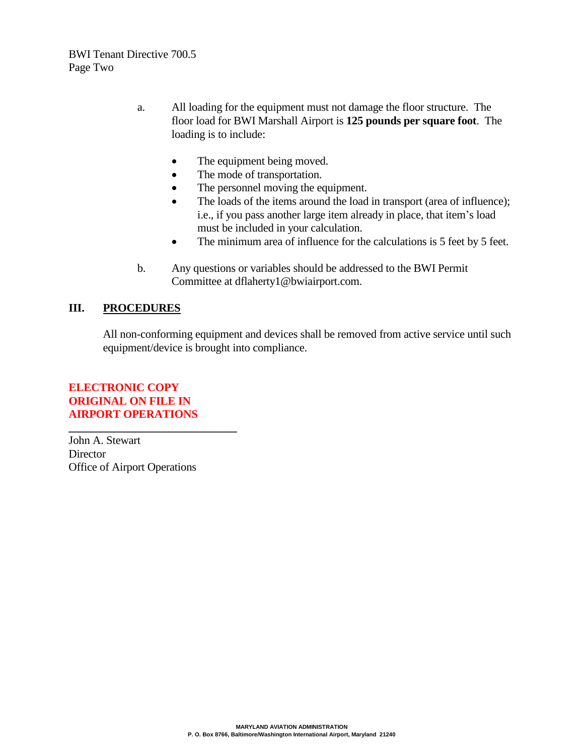a. All loading for the equipment must not damage the floor structure. The floor load for BWI Marshall Airport is **125 pounds per square foot**. The loading is to include:

- The equipment being moved.
- The mode of transportation.
- The personnel moving the equipment.
- The loads of the items around the load in transport (area of influence); i.e., if you pass another large item already in place, that item's load must be included in your calculation.
- The minimum area of influence for the calculations is 5 feet by 5 feet.

b. Any questions or variables should be addressed to the BWI Permit Committee at dflaherty1@bwiairport.com.

## III. PROCEDURES

All non-conforming equipment and devices shall be removed from active service until such equipment/device is brought into compliance.

**ELECTRONIC COPY**
**ORIGINAL ON FILE IN**
**AIRPORT OPERATIONS**

\_\_\_\_\_\_\_\_\_\_\_\_\_\_\_\_\_\_\_\_\_\_\_\_\_\_\_\_\_\_

John A. Stewart
Director
Office of Airport Operations

MARYLAND AVIATION ADMINISTRATION
P. O. Box 8766, Baltimore/Washington International Airport, Maryland 21240